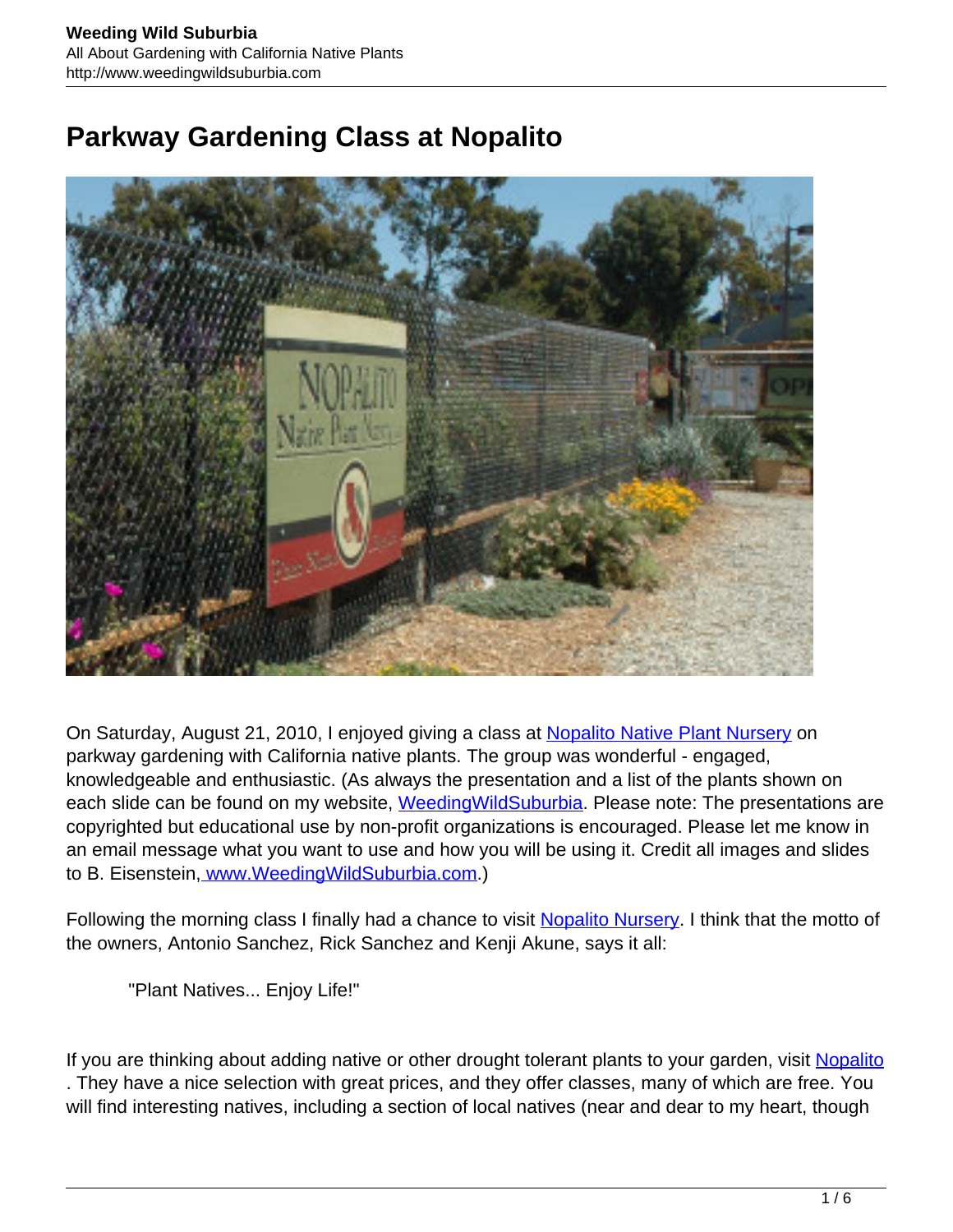# Parkway Gardening Class at Nopalito

On Saturday, August 21, 2010, I enjoyed giving a class at Nopalito Native Plant Nursery on parkway gardening with California native plants. The group was wonderful - engaged, knowledgeable and enthusiastic. (As always the presentation and a list of the plants shown on each slide can be found on my website, WeedingWildSuburbia. Please note: The presentations are copyrighted but educational use by non-profit organizations is encouraged. Please let me know in an email message what you want to use and how you will be using it. Credit all images and slides to B. Eisenstein, www.WeedingWildSuburbia.com.)

Following the morning class I finally had a chance to visit Nopalito Nursery. I think that the motto of the owners, Antonio Sanchez, Rick Sanchez and Kenji Akune, says it all:

> "Plant Natives... Enjoy Life!"

If you are thinking about adding native or other drought tolerant plants to your garden, visit Nopalito . They have a nice selection with great prices, and they offer classes, many of which are free. You will find interesting natives, including a section of local natives (near and dear to my heart, though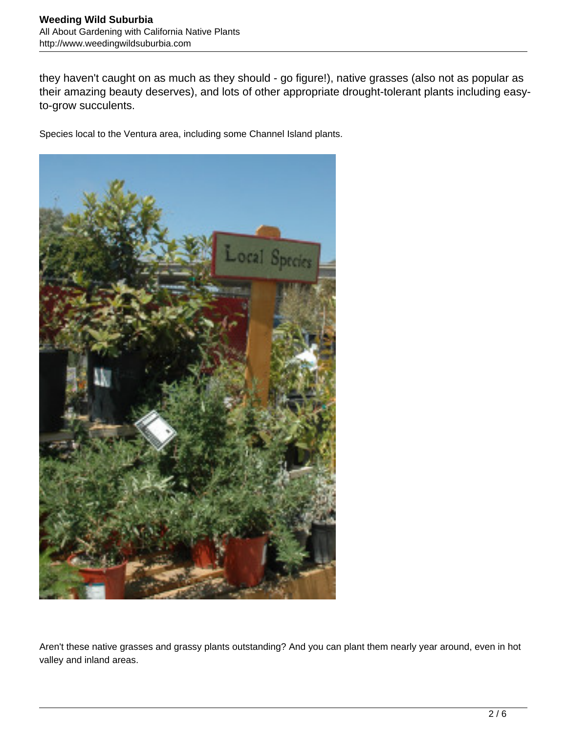they haven't caught on as much as they should - go figure!), native grasses (also not as popular as their amazing beauty deserves), and lots of other appropriate drought-tolerant plants including easy-to-grow succulents.

Species local to the Ventura area, including some Channel Island plants.

Aren't these native grasses and grassy plants outstanding? And you can plant them nearly year around, even in hot valley and inland areas.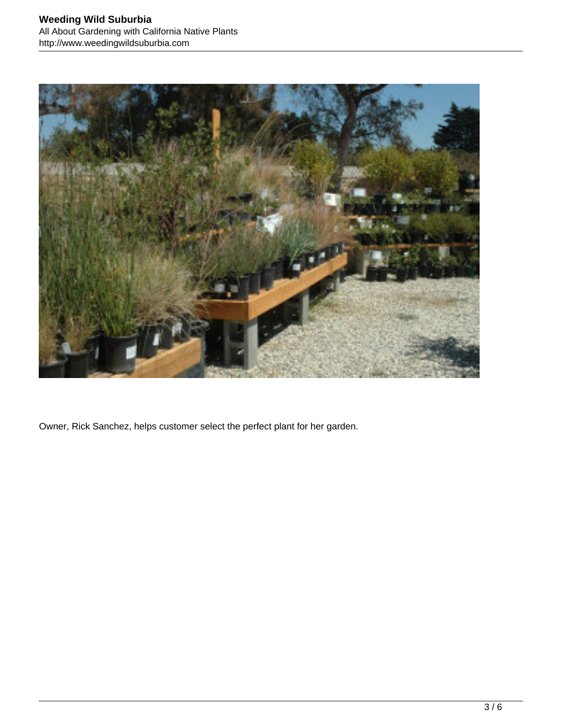Owner, Rick Sanchez, helps customer select the perfect plant for her garden.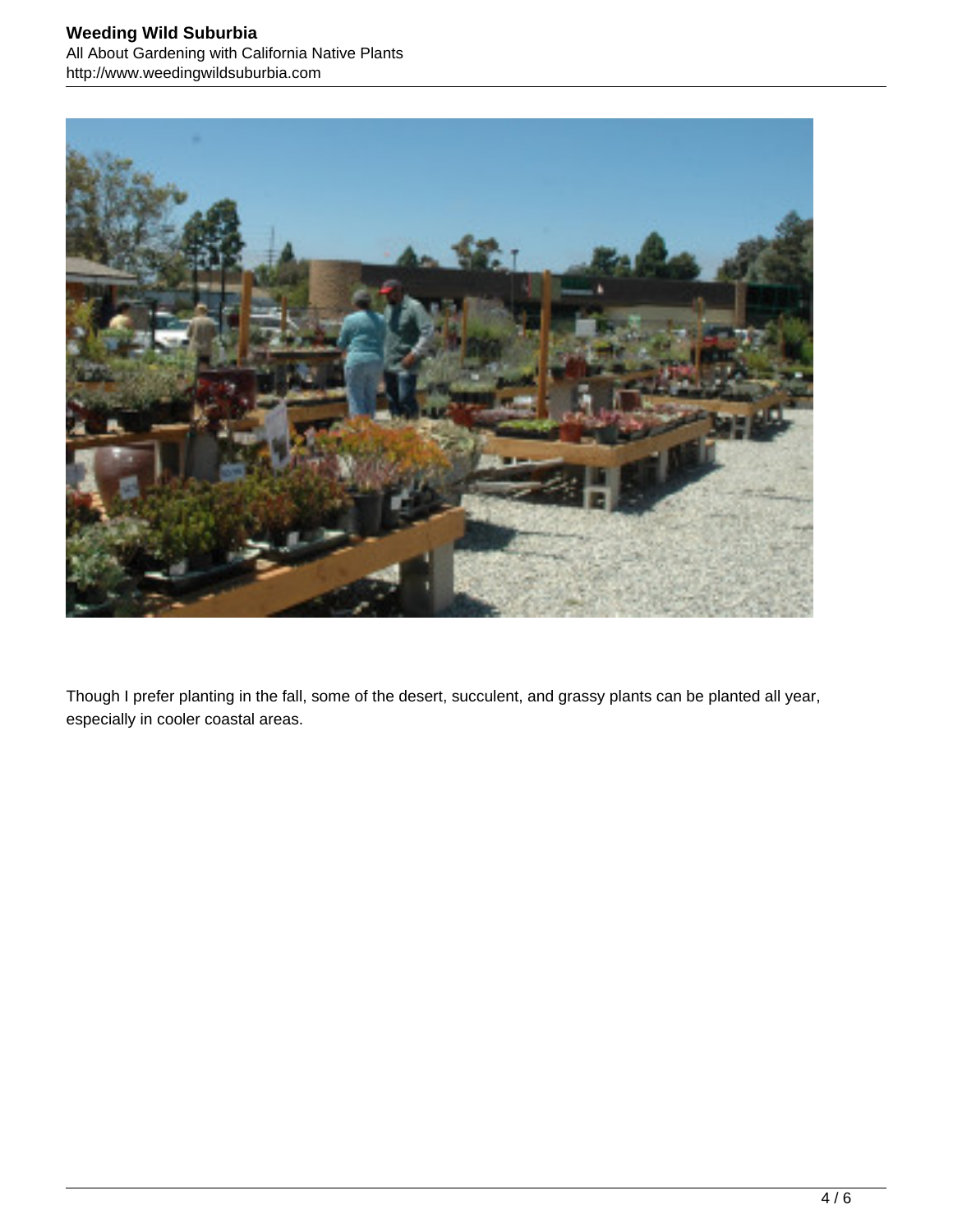Though I prefer planting in the fall, some of the desert, succulent, and grassy plants can be planted all year, especially in cooler coastal areas.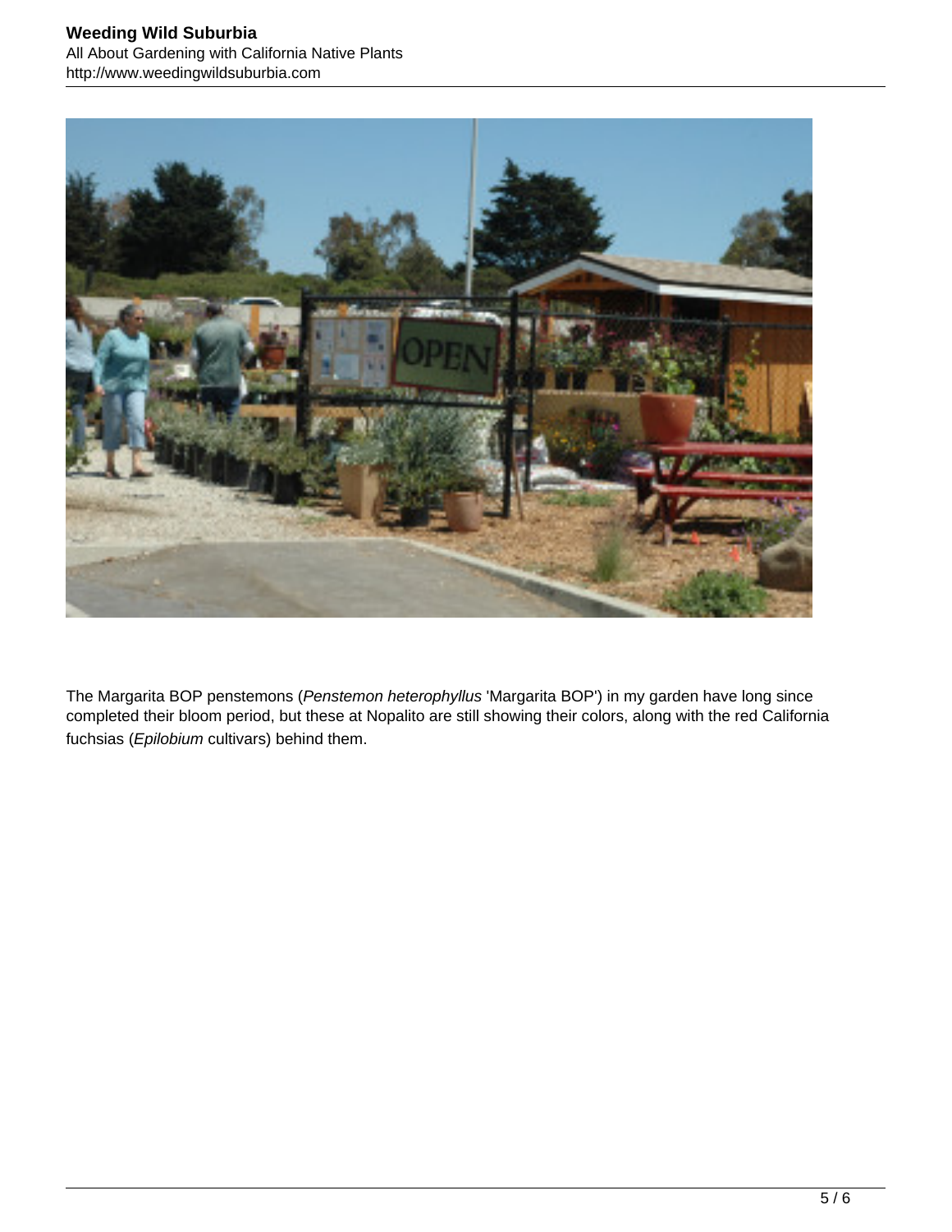The Margarita BOP penstemons (*Penstemon heterophyllus* 'Margarita BOP') in my garden have long since completed their bloom period, but these at Nopalito are still showing their colors, along with the red California fuchsias (*Epilobium* cultivars) behind them.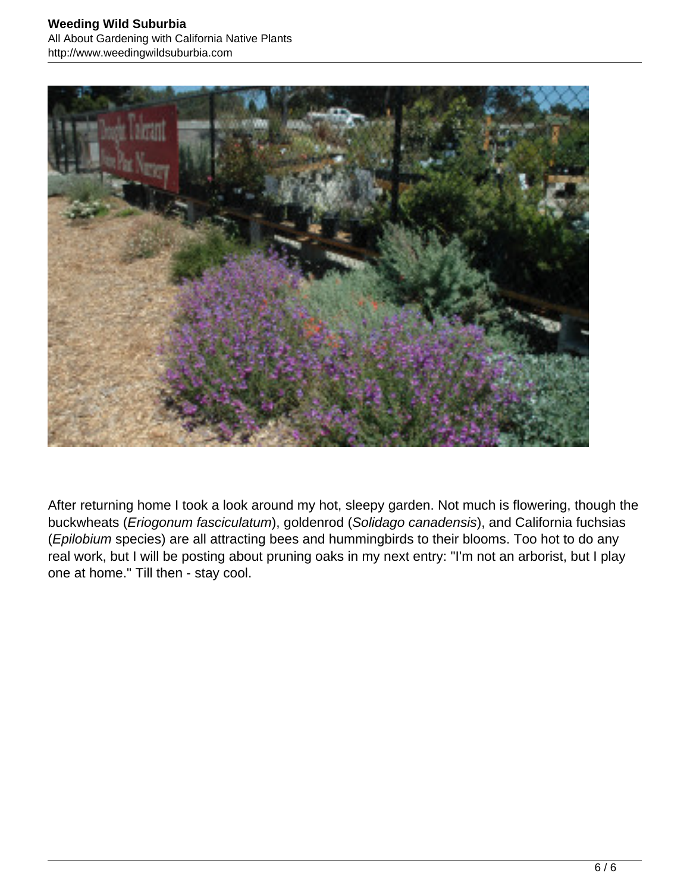After returning home I took a look around my hot, sleepy garden. Not much is flowering, though the buckwheats (*Eriogonum fasciculatum*), goldenrod (*Solidago canadensis*), and California fuchsias (*Epilobium* species) are all attracting bees and hummingbirds to their blooms. Too hot to do any real work, but I will be posting about pruning oaks in my next entry: "I'm not an arborist, but I play one at home." Till then - stay cool.